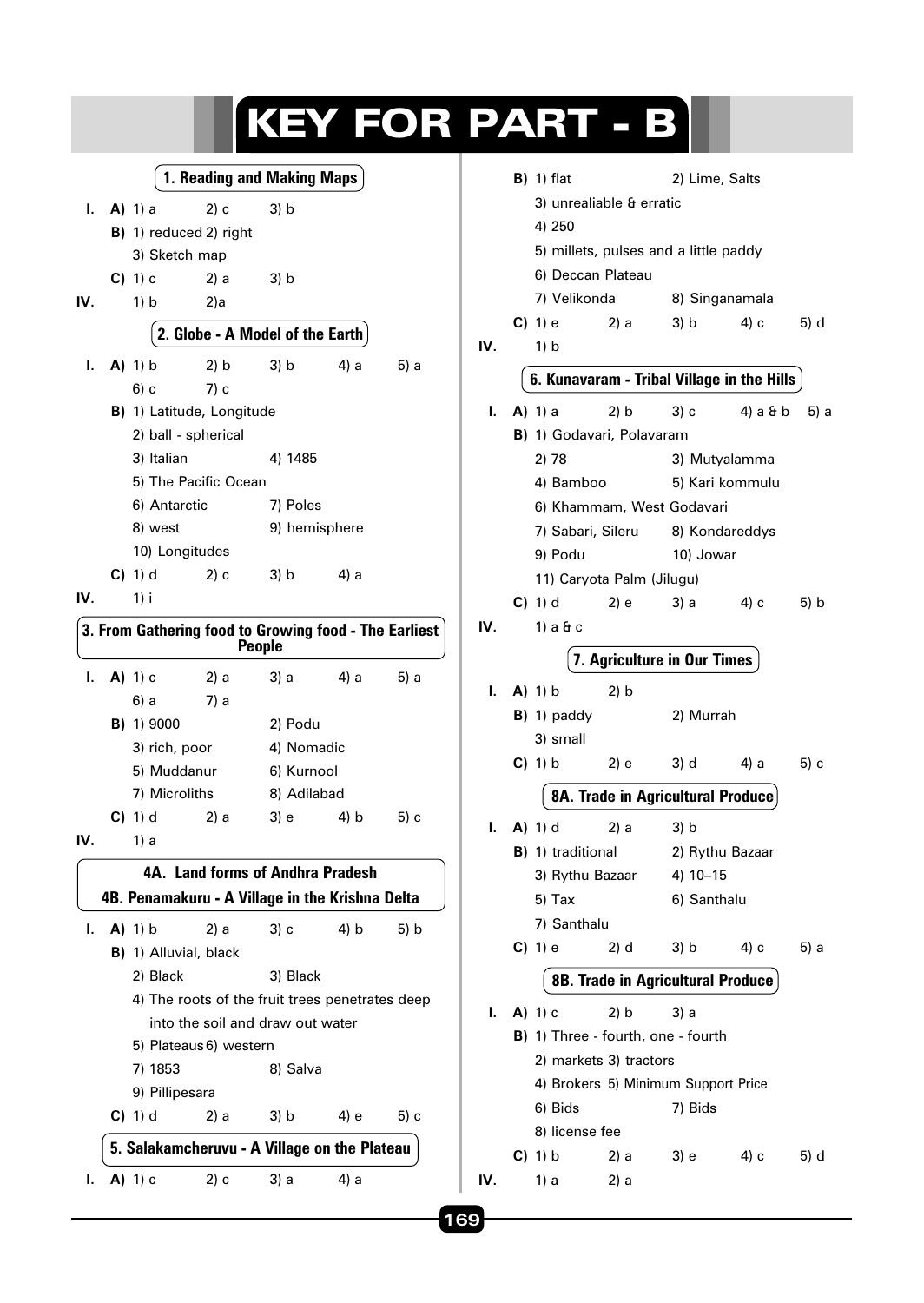# KEY FOR PART - B

## 1. Reading and Making Maps

**I.** **A)** 1) a 2) c 3) b

**B)** 1) reduced 2) right
3) Sketch map

**C)** 1) c 2) a 3) b

**IV.** 1) b 2)a

## 2. Globe - A Model of the Earth

**I.** **A)** 1) b 2) b 3) b 4) a 5) a
6) c 7) c

**B)** 1) Latitude, Longitude
2) ball - spherical
3) Italian 4) 1485
5) The Pacific Ocean
6) Antarctic 7) Poles
8) west 9) hemisphere
10) Longitudes

**C)** 1) d 2) c 3) b 4) a

**IV.** 1) i

## 3. From Gathering food to Growing food - The Earliest People

**I.** **A)** 1) c 2) a 3) a 4) a 5) a
6) a 7) a

**B)** 1) 9000 2) Podu
3) rich, poor 4) Nomadic
5) Muddanur 6) Kurnool
7) Microliths 8) Adilabad

**C)** 1) d 2) a 3) e 4) b 5) c

**IV.** 1) a

## 4A. Land forms of Andhra Pradesh
## 4B. Penamakuru - A Village in the Krishna Delta

**I.** **A)** 1) b 2) a 3) c 4) b 5) b

**B)** 1) Alluvial, black
2) Black 3) Black
4) The roots of the fruit trees penetrates deep into the soil and draw out water
5) Plateaus 6) western
7) 1853 8) Salva
9) Pillipesara

**C)** 1) d 2) a 3) b 4) e 5) c

## 5. Salakamcheruvu - A Village on the Plateau

**I.** **A)** 1) c 2) c 3) a 4) a

**B)** 1) flat 2) Lime, Salts
3) unrealiable & erratic
4) 250
5) millets, pulses and a little paddy
6) Deccan Plateau
7) Velikonda 8) Singanamala

**C)** 1) e 2) a 3) b 4) c 5) d

**IV.** 1) b

## 6. Kunavaram - Tribal Village in the Hills

**I.** **A)** 1) a 2) b 3) c 4) a & b 5) a

**B)** 1) Godavari, Polavaram
2) 78 3) Mutyalamma
4) Bamboo 5) Kari kommulu
6) Khammam, West Godavari
7) Sabari, Sileru 8) Kondareddys
9) Podu 10) Jowar
11) Caryota Palm (Jilugu)

**C)** 1) d 2) e 3) a 4) c 5) b

**IV.** 1) a & c

## 7. Agriculture in Our Times

**I.** **A)** 1) b 2) b

**B)** 1) paddy 2) Murrah
3) small

**C)** 1) b 2) e 3) d 4) a 5) c

## 8A. Trade in Agricultural Produce

**I.** **A)** 1) d 2) a 3) b

**B)** 1) traditional 2) Rythu Bazaar
3) Rythu Bazaar 4) 10–15
5) Tax 6) Santhalu
7) Santhalu

**C)** 1) e 2) d 3) b 4) c 5) a

## 8B. Trade in Agricultural Produce

**I.** **A)** 1) c 2) b 3) a

**B)** 1) Three - fourth, one - fourth
2) markets 3) tractors
4) Brokers 5) Minimum Support Price
6) Bids 7) Bids
8) license fee

**C)** 1) b 2) a 3) e 4) c 5) d

**IV.** 1) a 2) a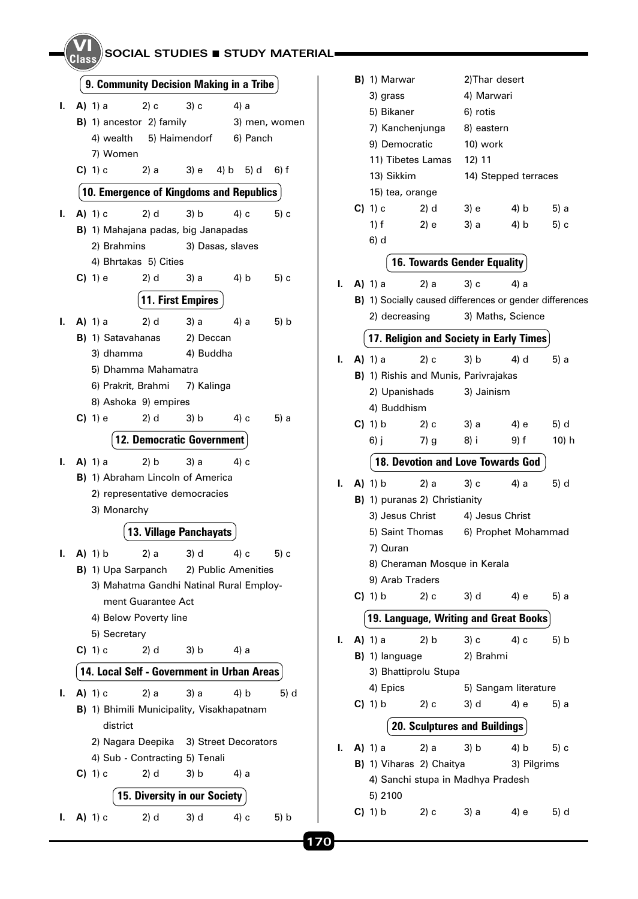## 9. Community Decision Making in a Tribe

**I. A)** 1) a 2) c 3) c 4) a

**B)** 1) ancestor 2) family 3) men, women
4) wealth 5) Haimendorf 6) Panch
7) Women

**C)** 1) c 2) a 3) e 4) b 5) d 6) f

## 10. Emergence of Kingdoms and Republics

**I. A)** 1) c 2) d 3) b 4) c 5) c

**B)** 1) Mahajana padas, big Janapadas
2) Brahmins 3) Dasas, slaves
4) Bhrtakas 5) Cities

**C)** 1) e 2) d 3) a 4) b 5) c

## 11. First Empires

**I. A)** 1) a 2) d 3) a 4) a 5) b

**B)** 1) Satavahanas 2) Deccan
3) dhamma 4) Buddha
5) Dhamma Mahamatra
6) Prakrit, Brahmi 7) Kalinga
8) Ashoka 9) empires

**C)** 1) e 2) d 3) b 4) c 5) a

## 12. Democratic Government

**I. A)** 1) a 2) b 3) a 4) c

**B)** 1) Abraham Lincoln of America
2) representative democracies
3) Monarchy

## 13. Village Panchayats

**I. A)** 1) b 2) a 3) d 4) c 5) c

**B)** 1) Upa Sarpanch 2) Public Amenities
3) Mahatma Gandhi Natinal Rural Employment Guarantee Act
4) Below Poverty line
5) Secretary

**C)** 1) c 2) d 3) b 4) a

## 14. Local Self - Government in Urban Areas

**I. A)** 1) c 2) a 3) a 4) b 5) d

**B)** 1) Bhimili Municipality, Visakhapatnam district
2) Nagara Deepika 3) Street Decorators
4) Sub - Contracting 5) Tenali

**C)** 1) c 2) d 3) b 4) a

## 15. Diversity in our Society

**I. A)** 1) c 2) d 3) d 4) c 5) b

**B)** 1) Marwar 2)Thar desert
3) grass 4) Marwari
5) Bikaner 6) rotis
7) Kanchenjunga 8) eastern
9) Democratic 10) work
11) Tibetes Lamas 12) 11
13) Sikkim 14) Stepped terraces
15) tea, orange

**C)** 1) c 2) d 3) e 4) b 5) a
1) f 2) e 3) a 4) b 5) c
6) d

## 16. Towards Gender Equality

**I. A)** 1) a 2) a 3) c 4) a

**B)** 1) Socially caused differences or gender differences
2) decreasing 3) Maths, Science

## 17. Religion and Society in Early Times

**I. A)** 1) a 2) c 3) b 4) d 5) a

**B)** 1) Rishis and Munis, Parivrajakas
2) Upanishads 3) Jainism
4) Buddhism

**C)** 1) b 2) c 3) a 4) e 5) d
6) j 7) g 8) i 9) f 10) h

## 18. Devotion and Love Towards God

**I. A)** 1) b 2) a 3) c 4) a 5) d

**B)** 1) puranas 2) Christianity
3) Jesus Christ 4) Jesus Christ
5) Saint Thomas 6) Prophet Mohammad
7) Quran
8) Cheraman Mosque in Kerala
9) Arab Traders

**C)** 1) b 2) c 3) d 4) e 5) a

## 19. Language, Writing and Great Books

**I. A)** 1) a 2) b 3) c 4) c 5) b

**B)** 1) language 2) Brahmi
3) Bhattiprolu Stupa
4) Epics 5) Sangam literature

**C)** 1) b 2) c 3) d 4) e 5) a

## 20. Sculptures and Buildings

**I. A)** 1) a 2) a 3) b 4) b 5) c

**B)** 1) Viharas 2) Chaitya 3) Pilgrims
4) Sanchi stupa in Madhya Pradesh
5) 2100

**C)** 1) b 2) c 3) a 4) e 5) d